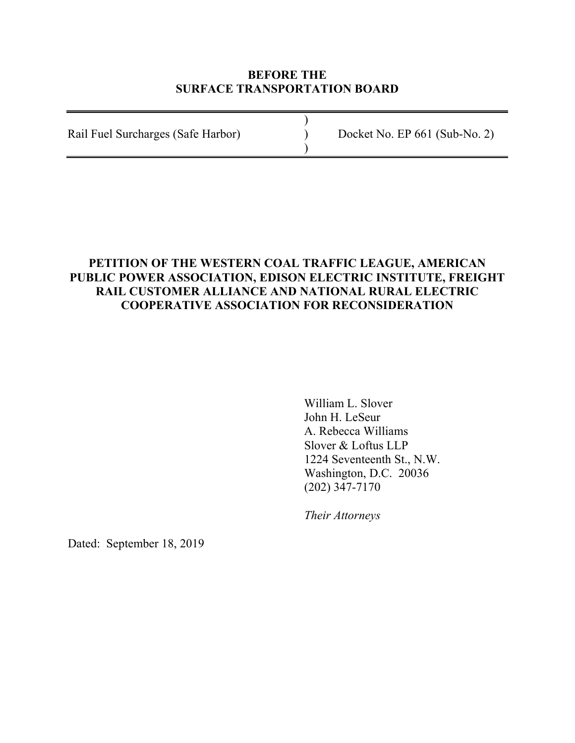**BEFORE THE**
**SURFACE TRANSPORTATION BOARD**

| | | |
|---|---|---|
| Rail Fuel Surcharges (Safe Harbor) | ) | Docket No. EP 661 (Sub-No. 2) |

**PETITION OF THE WESTERN COAL TRAFFIC LEAGUE, AMERICAN PUBLIC POWER ASSOCIATION, EDISON ELECTRIC INSTITUTE, FREIGHT RAIL CUSTOMER ALLIANCE AND NATIONAL RURAL ELECTRIC COOPERATIVE ASSOCIATION FOR RECONSIDERATION**

William L. Slover
John H. LeSeur
A. Rebecca Williams
Slover & Loftus LLP
1224 Seventeenth St., N.W.
Washington, D.C. 20036
(202) 347-7170

*Their Attorneys*

Dated: September 18, 2019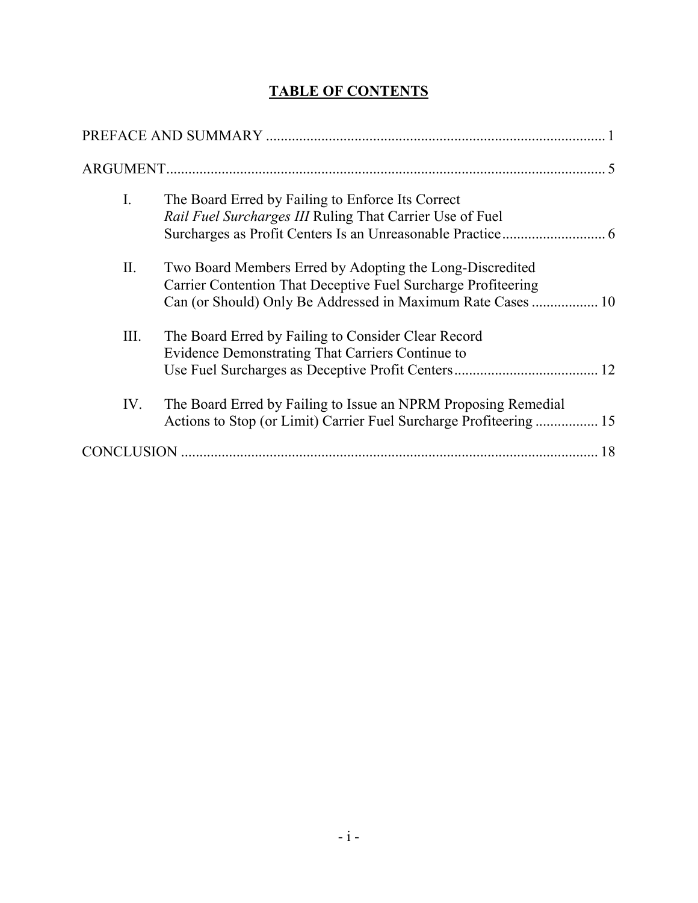# TABLE OF CONTENTS

PREFACE AND SUMMARY ........................................................................................... 1

ARGUMENT ..................................................................................................................... 5

I. The Board Erred by Failing to Enforce Its Correct *Rail Fuel Surcharges III* Ruling That Carrier Use of Fuel Surcharges as Profit Centers Is an Unreasonable Practice ............................ 6

II. Two Board Members Erred by Adopting the Long-Discredited Carrier Contention That Deceptive Fuel Surcharge Profiteering Can (or Should) Only Be Addressed in Maximum Rate Cases .................. 10

III. The Board Erred by Failing to Consider Clear Record Evidence Demonstrating That Carriers Continue to Use Fuel Surcharges as Deceptive Profit Centers ....................................... 12

IV. The Board Erred by Failing to Issue an NPRM Proposing Remedial Actions to Stop (or Limit) Carrier Fuel Surcharge Profiteering ................. 15

CONCLUSION ................................................................................................................. 18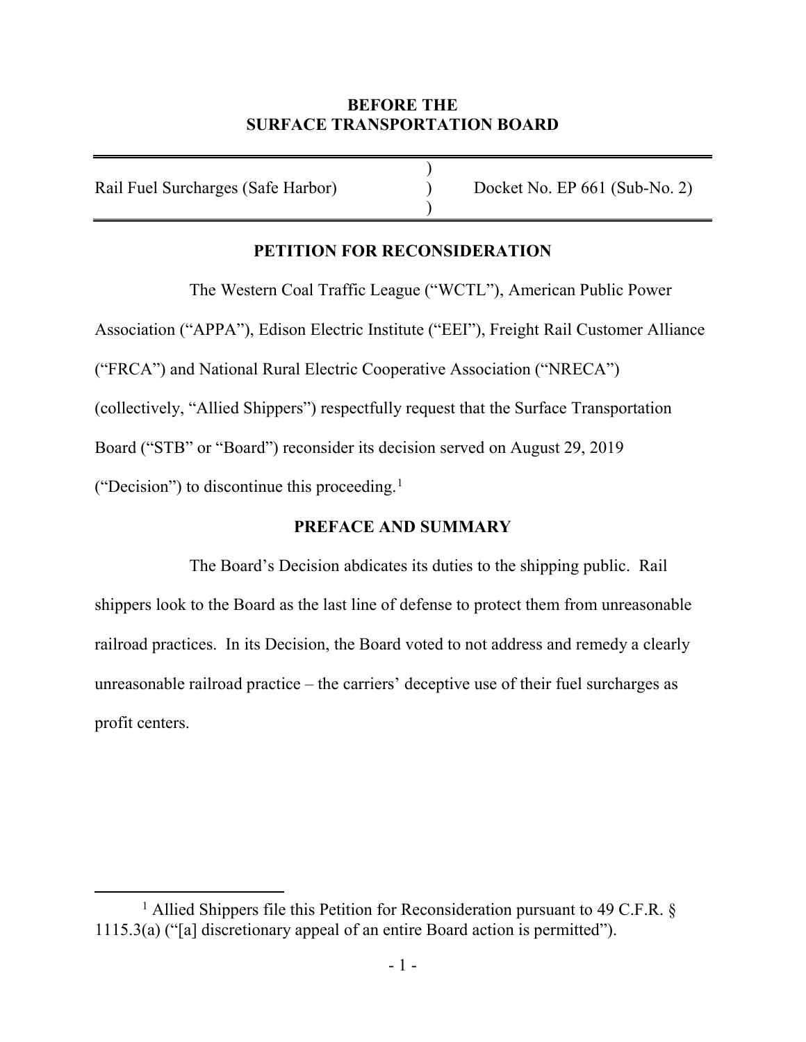**BEFORE THE**
**SURFACE TRANSPORTATION BOARD**

| | | |
|---|---|---|
| Rail Fuel Surcharges (Safe Harbor) | ) | Docket No. EP 661 (Sub-No. 2) |

## PETITION FOR RECONSIDERATION

The Western Coal Traffic League ("WCTL"), American Public Power Association ("APPA"), Edison Electric Institute ("EEI"), Freight Rail Customer Alliance ("FRCA") and National Rural Electric Cooperative Association ("NRECA") (collectively, "Allied Shippers") respectfully request that the Surface Transportation Board ("STB" or "Board") reconsider its decision served on August 29, 2019 ("Decision") to discontinue this proceeding.[1]

## PREFACE AND SUMMARY

The Board's Decision abdicates its duties to the shipping public. Rail shippers look to the Board as the last line of defense to protect them from unreasonable railroad practices. In its Decision, the Board voted to not address and remedy a clearly unreasonable railroad practice – the carriers' deceptive use of their fuel surcharges as profit centers.

[1] Allied Shippers file this Petition for Reconsideration pursuant to 49 C.F.R. § 1115.3(a) ("[a] discretionary appeal of an entire Board action is permitted").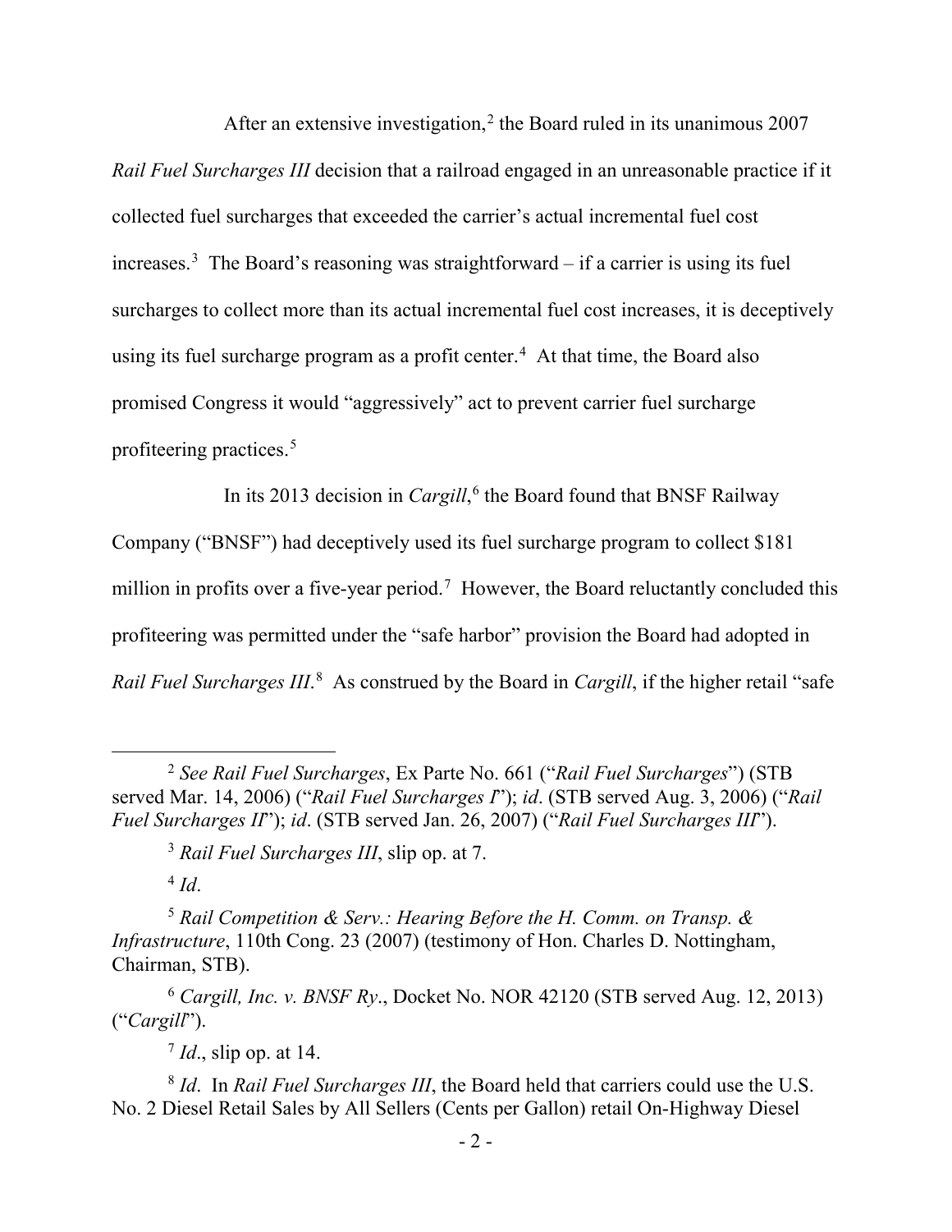After an extensive investigation,[2] the Board ruled in its unanimous 2007 *Rail Fuel Surcharges III* decision that a railroad engaged in an unreasonable practice if it collected fuel surcharges that exceeded the carrier's actual incremental fuel cost increases.[3] The Board's reasoning was straightforward – if a carrier is using its fuel surcharges to collect more than its actual incremental fuel cost increases, it is deceptively using its fuel surcharge program as a profit center.[4] At that time, the Board also promised Congress it would "aggressively" act to prevent carrier fuel surcharge profiteering practices.[5]

In its 2013 decision in *Cargill*,[6] the Board found that BNSF Railway Company ("BNSF") had deceptively used its fuel surcharge program to collect $181 million in profits over a five-year period.[7] However, the Board reluctantly concluded this profiteering was permitted under the "safe harbor" provision the Board had adopted in *Rail Fuel Surcharges III*.[8] As construed by the Board in *Cargill*, if the higher retail "safe

---

[2] *See Rail Fuel Surcharges*, Ex Parte No. 661 ("*Rail Fuel Surcharges*") (STB served Mar. 14, 2006) ("*Rail Fuel Surcharges I*"); *id*. (STB served Aug. 3, 2006) ("*Rail Fuel Surcharges II*"); *id*. (STB served Jan. 26, 2007) ("*Rail Fuel Surcharges III*").

[3] *Rail Fuel Surcharges III*, slip op. at 7.

[4] *Id*.

[5] *Rail Competition & Serv.: Hearing Before the H. Comm. on Transp. & Infrastructure*, 110th Cong. 23 (2007) (testimony of Hon. Charles D. Nottingham, Chairman, STB).

[6] *Cargill, Inc. v. BNSF Ry*., Docket No. NOR 42120 (STB served Aug. 12, 2013) ("*Cargill*").

[7] *Id*., slip op. at 14.

[8] *Id*. In *Rail Fuel Surcharges III*, the Board held that carriers could use the U.S. No. 2 Diesel Retail Sales by All Sellers (Cents per Gallon) retail On-Highway Diesel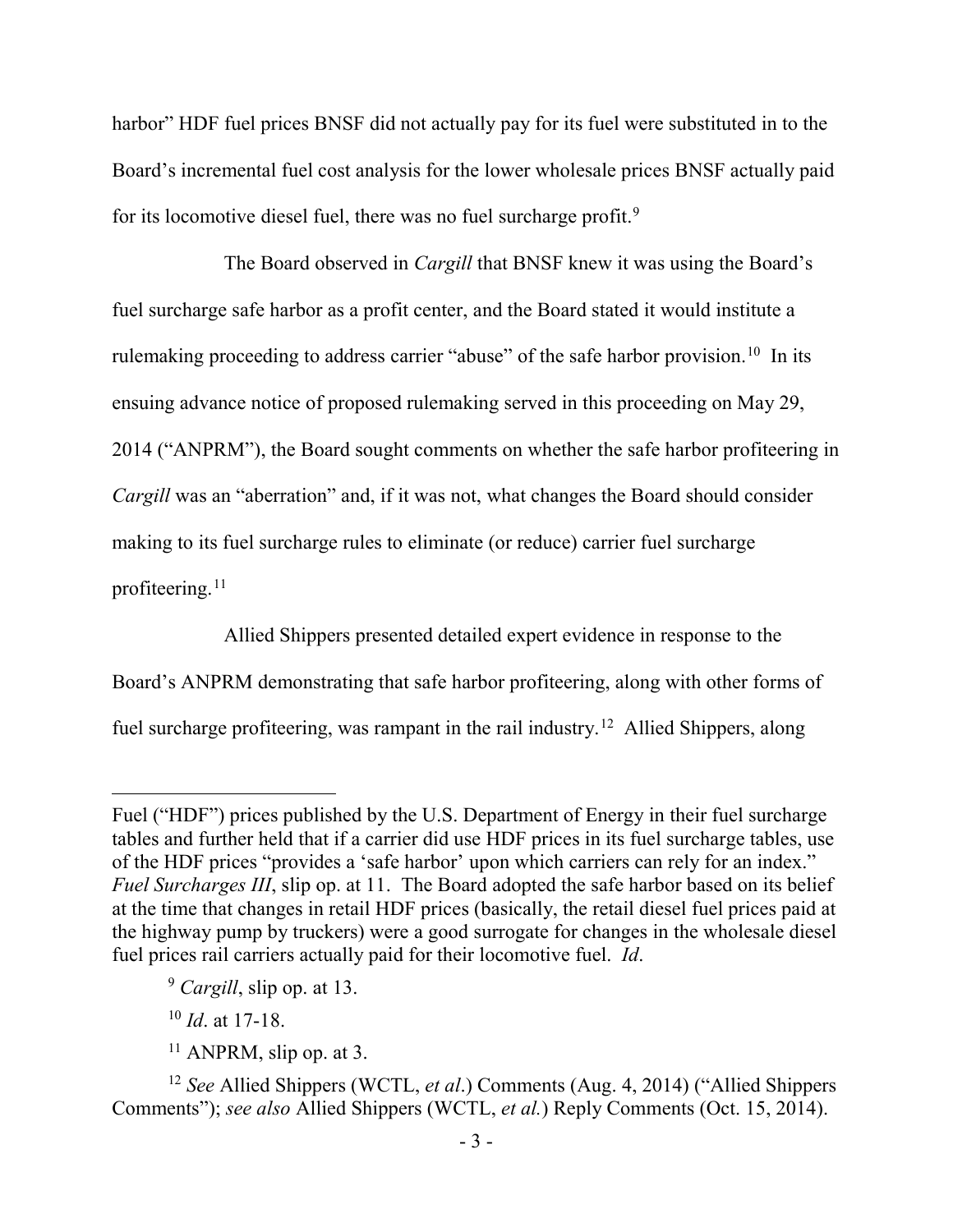harbor" HDF fuel prices BNSF did not actually pay for its fuel were substituted in to the Board's incremental fuel cost analysis for the lower wholesale prices BNSF actually paid for its locomotive diesel fuel, there was no fuel surcharge profit.[9]

The Board observed in *Cargill* that BNSF knew it was using the Board's fuel surcharge safe harbor as a profit center, and the Board stated it would institute a rulemaking proceeding to address carrier "abuse" of the safe harbor provision.[10] In its ensuing advance notice of proposed rulemaking served in this proceeding on May 29, 2014 ("ANPRM"), the Board sought comments on whether the safe harbor profiteering in *Cargill* was an "aberration" and, if it was not, what changes the Board should consider making to its fuel surcharge rules to eliminate (or reduce) carrier fuel surcharge profiteering.[11]

Allied Shippers presented detailed expert evidence in response to the Board's ANPRM demonstrating that safe harbor profiteering, along with other forms of fuel surcharge profiteering, was rampant in the rail industry.[12] Allied Shippers, along

---

Fuel ("HDF") prices published by the U.S. Department of Energy in their fuel surcharge tables and further held that if a carrier did use HDF prices in its fuel surcharge tables, use of the HDF prices "provides a 'safe harbor' upon which carriers can rely for an index." *Fuel Surcharges III*, slip op. at 11. The Board adopted the safe harbor based on its belief at the time that changes in retail HDF prices (basically, the retail diesel fuel prices paid at the highway pump by truckers) were a good surrogate for changes in the wholesale diesel fuel prices rail carriers actually paid for their locomotive fuel. *Id*.

[9] *Cargill*, slip op. at 13.

[10] *Id*. at 17-18.

[11] ANPRM, slip op. at 3.

[12] *See* Allied Shippers (WCTL, *et al*.) Comments (Aug. 4, 2014) ("Allied Shippers Comments"); *see also* Allied Shippers (WCTL, *et al.*) Reply Comments (Oct. 15, 2014).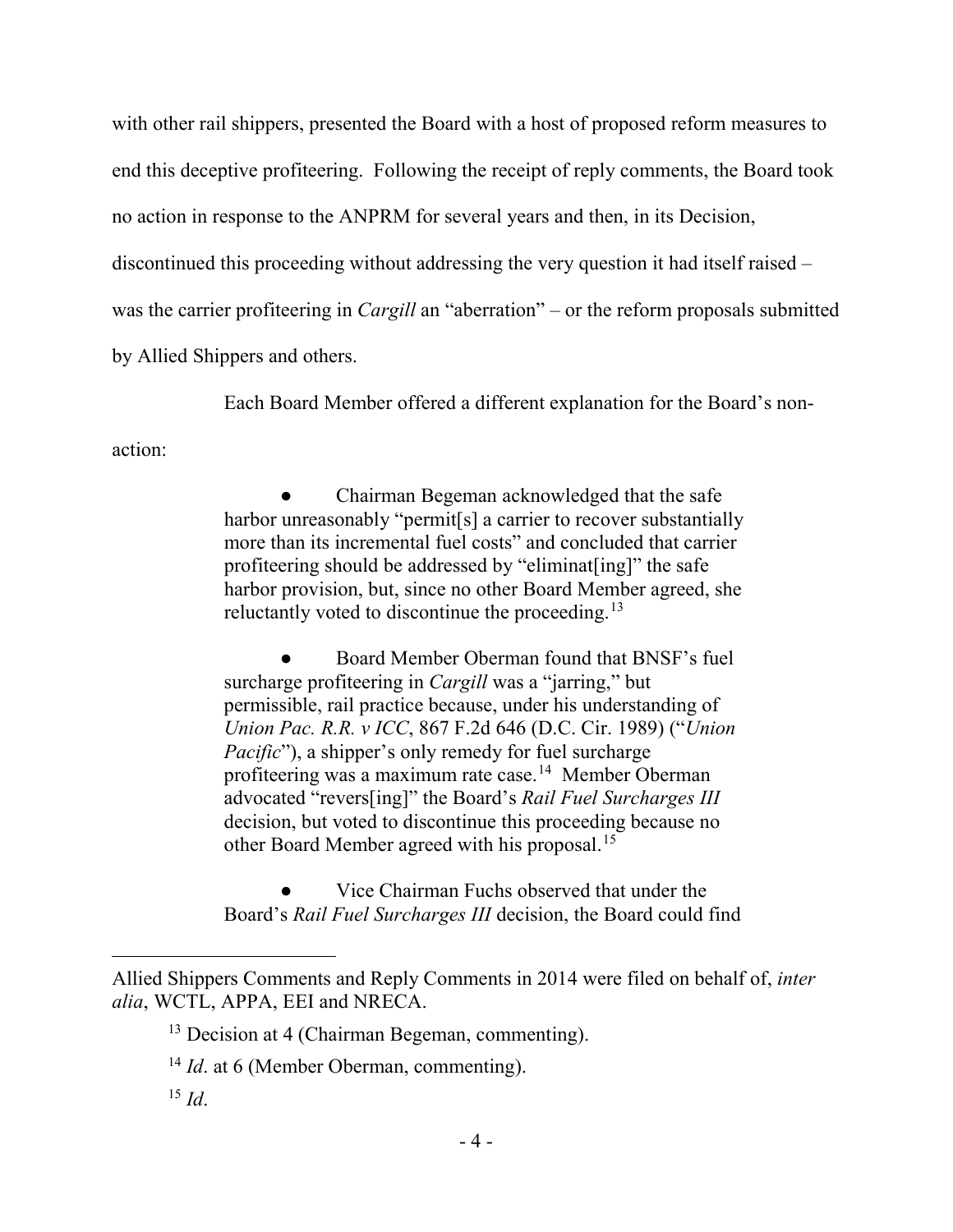with other rail shippers, presented the Board with a host of proposed reform measures to end this deceptive profiteering. Following the receipt of reply comments, the Board took no action in response to the ANPRM for several years and then, in its Decision, discontinued this proceeding without addressing the very question it had itself raised – was the carrier profiteering in *Cargill* an "aberration" – or the reform proposals submitted by Allied Shippers and others.

Each Board Member offered a different explanation for the Board's non-action:

> ● Chairman Begeman acknowledged that the safe harbor unreasonably "permit[s] a carrier to recover substantially more than its incremental fuel costs" and concluded that carrier profiteering should be addressed by "eliminat[ing]" the safe harbor provision, but, since no other Board Member agreed, she reluctantly voted to discontinue the proceeding.[13]
>
> ● Board Member Oberman found that BNSF's fuel surcharge profiteering in *Cargill* was a "jarring," but permissible, rail practice because, under his understanding of *Union Pac. R.R. v ICC*, 867 F.2d 646 (D.C. Cir. 1989) ("*Union Pacific*"), a shipper's only remedy for fuel surcharge profiteering was a maximum rate case.[14] Member Oberman advocated "revers[ing]" the Board's *Rail Fuel Surcharges III* decision, but voted to discontinue this proceeding because no other Board Member agreed with his proposal.[15]
>
> ● Vice Chairman Fuchs observed that under the Board's *Rail Fuel Surcharges III* decision, the Board could find

---

Allied Shippers Comments and Reply Comments in 2014 were filed on behalf of, *inter alia*, WCTL, APPA, EEI and NRECA.

[13] Decision at 4 (Chairman Begeman, commenting).

[14] *Id*. at 6 (Member Oberman, commenting).

[15] *Id*.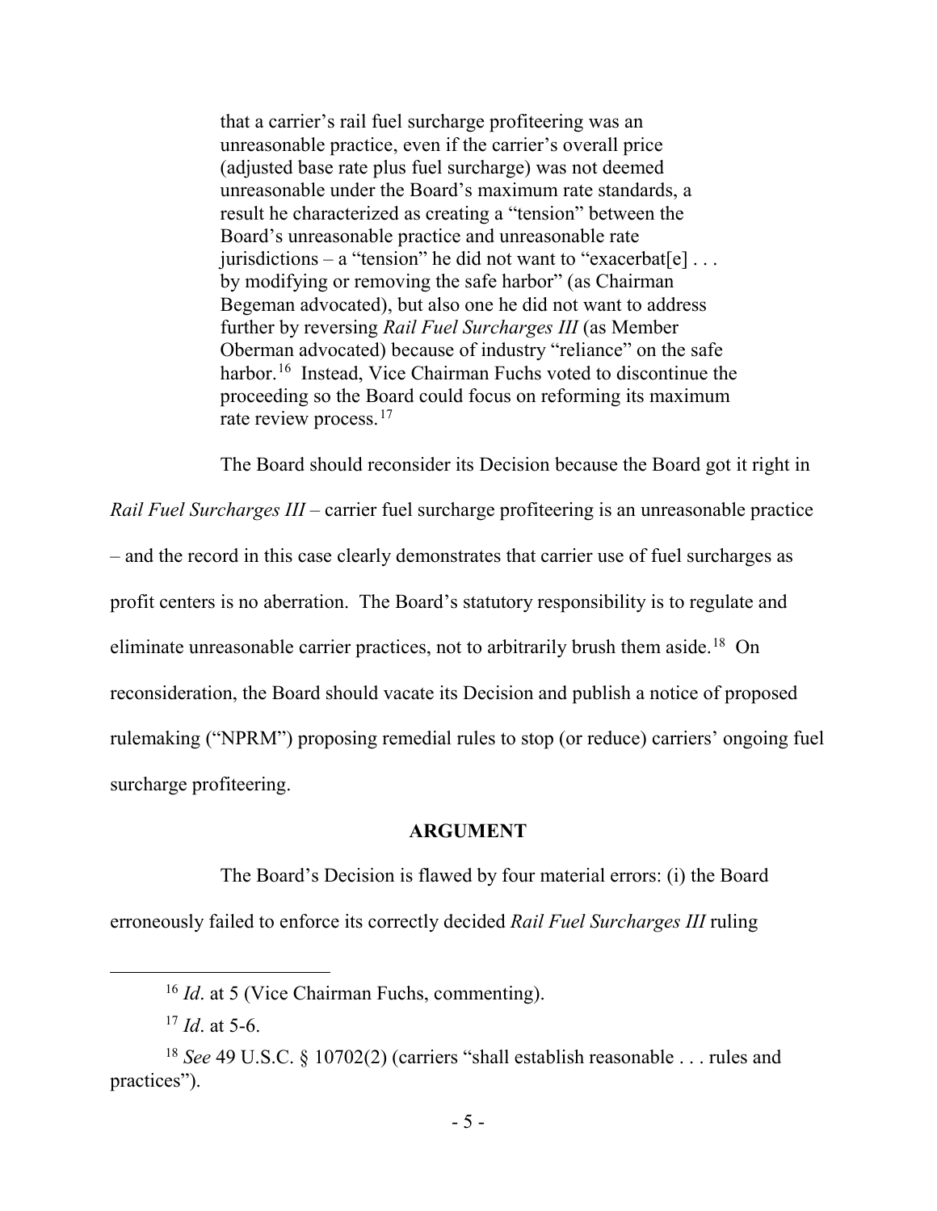> that a carrier's rail fuel surcharge profiteering was an unreasonable practice, even if the carrier's overall price (adjusted base rate plus fuel surcharge) was not deemed unreasonable under the Board's maximum rate standards, a result he characterized as creating a "tension" between the Board's unreasonable practice and unreasonable rate jurisdictions – a "tension" he did not want to "exacerbat[e] . . . by modifying or removing the safe harbor" (as Chairman Begeman advocated), but also one he did not want to address further by reversing *Rail Fuel Surcharges III* (as Member Oberman advocated) because of industry "reliance" on the safe harbor.[16] Instead, Vice Chairman Fuchs voted to discontinue the proceeding so the Board could focus on reforming its maximum rate review process.[17]

The Board should reconsider its Decision because the Board got it right in *Rail Fuel Surcharges III* – carrier fuel surcharge profiteering is an unreasonable practice – and the record in this case clearly demonstrates that carrier use of fuel surcharges as profit centers is no aberration. The Board's statutory responsibility is to regulate and eliminate unreasonable carrier practices, not to arbitrarily brush them aside.[18] On reconsideration, the Board should vacate its Decision and publish a notice of proposed rulemaking ("NPRM") proposing remedial rules to stop (or reduce) carriers' ongoing fuel surcharge profiteering.

## ARGUMENT

The Board's Decision is flawed by four material errors: (i) the Board erroneously failed to enforce its correctly decided *Rail Fuel Surcharges III* ruling

---

[16] *Id*. at 5 (Vice Chairman Fuchs, commenting).

[17] *Id*. at 5-6.

[18] *See* 49 U.S.C. § 10702(2) (carriers "shall establish reasonable . . . rules and practices").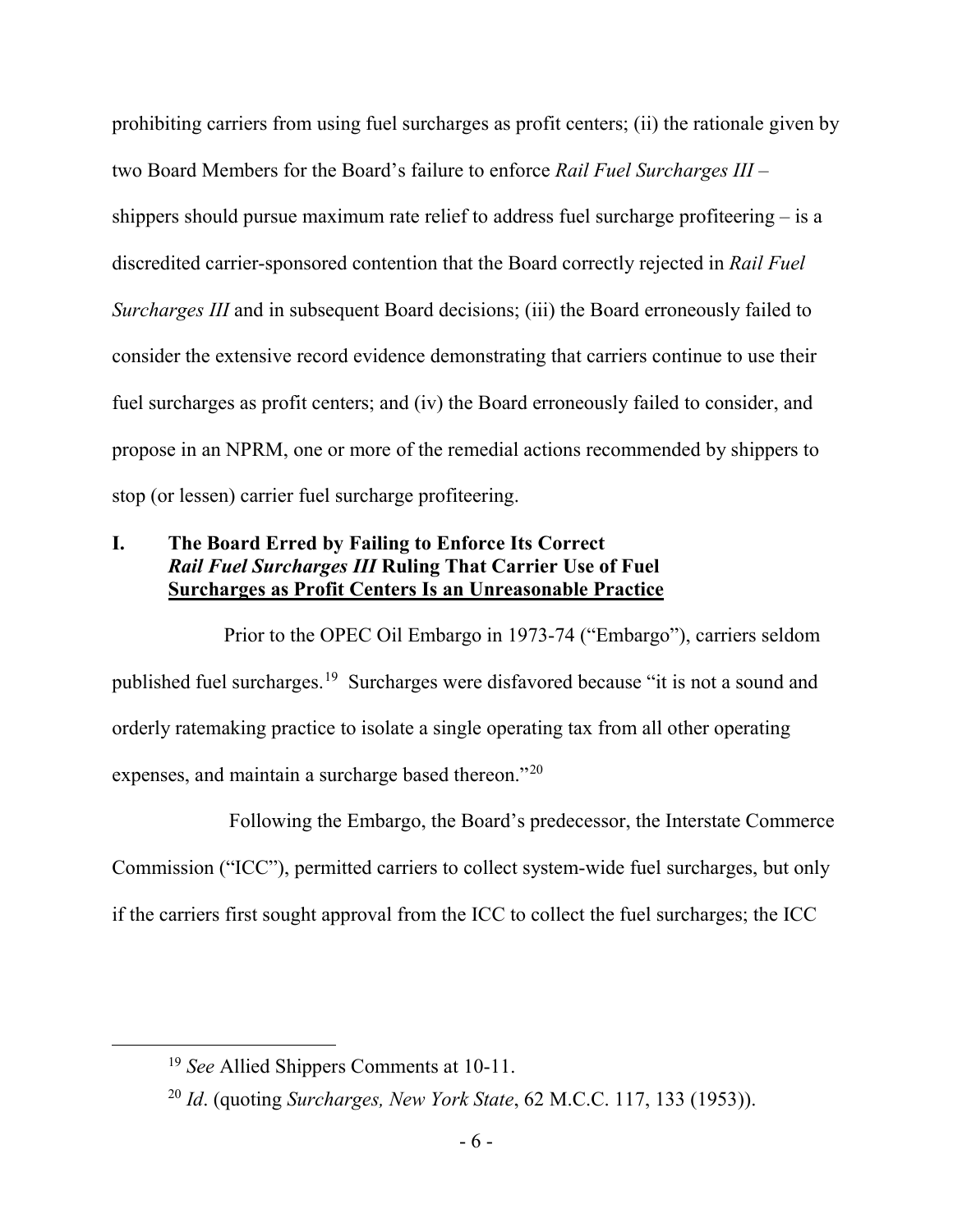prohibiting carriers from using fuel surcharges as profit centers; (ii) the rationale given by two Board Members for the Board's failure to enforce *Rail Fuel Surcharges III* – shippers should pursue maximum rate relief to address fuel surcharge profiteering – is a discredited carrier-sponsored contention that the Board correctly rejected in *Rail Fuel Surcharges III* and in subsequent Board decisions; (iii) the Board erroneously failed to consider the extensive record evidence demonstrating that carriers continue to use their fuel surcharges as profit centers; and (iv) the Board erroneously failed to consider, and propose in an NPRM, one or more of the remedial actions recommended by shippers to stop (or lessen) carrier fuel surcharge profiteering.

## I. The Board Erred by Failing to Enforce Its Correct *Rail Fuel Surcharges III* Ruling That Carrier Use of Fuel Surcharges as Profit Centers Is an Unreasonable Practice

Prior to the OPEC Oil Embargo in 1973-74 ("Embargo"), carriers seldom published fuel surcharges.[19] Surcharges were disfavored because "it is not a sound and orderly ratemaking practice to isolate a single operating tax from all other operating expenses, and maintain a surcharge based thereon."[20]

Following the Embargo, the Board's predecessor, the Interstate Commerce Commission ("ICC"), permitted carriers to collect system-wide fuel surcharges, but only if the carriers first sought approval from the ICC to collect the fuel surcharges; the ICC

[19] *See* Allied Shippers Comments at 10-11.

[20] *Id*. (quoting *Surcharges, New York State*, 62 M.C.C. 117, 133 (1953)).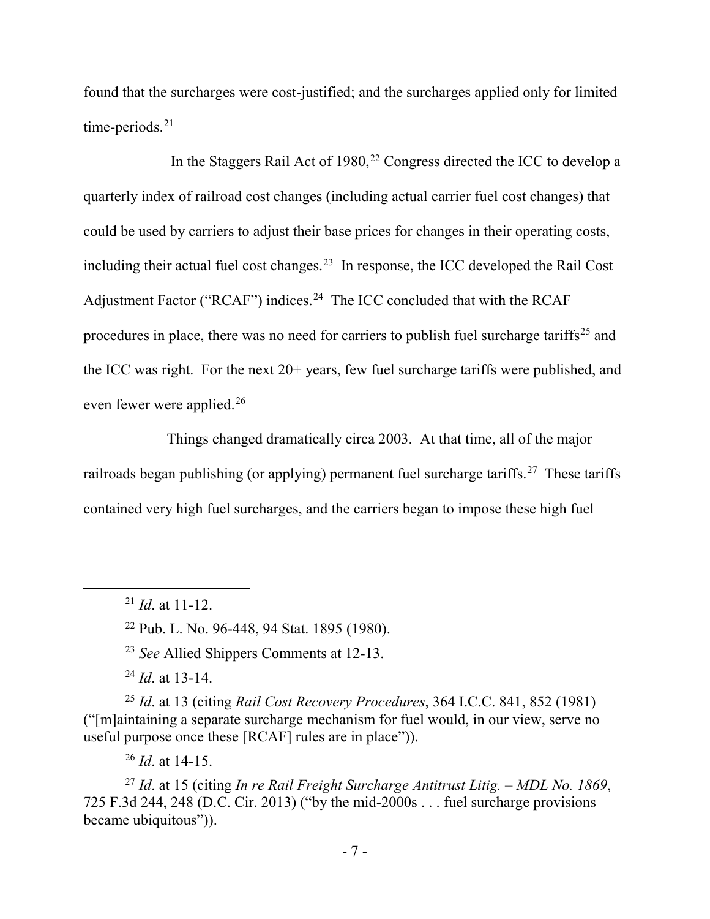found that the surcharges were cost-justified; and the surcharges applied only for limited time-periods.[21]

In the Staggers Rail Act of 1980,[22] Congress directed the ICC to develop a quarterly index of railroad cost changes (including actual carrier fuel cost changes) that could be used by carriers to adjust their base prices for changes in their operating costs, including their actual fuel cost changes.[23] In response, the ICC developed the Rail Cost Adjustment Factor ("RCAF") indices.[24] The ICC concluded that with the RCAF procedures in place, there was no need for carriers to publish fuel surcharge tariffs[25] and the ICC was right. For the next 20+ years, few fuel surcharge tariffs were published, and even fewer were applied.[26]

Things changed dramatically circa 2003. At that time, all of the major railroads began publishing (or applying) permanent fuel surcharge tariffs.[27] These tariffs contained very high fuel surcharges, and the carriers began to impose these high fuel

---

[21] *Id*. at 11-12.

[22] Pub. L. No. 96-448, 94 Stat. 1895 (1980).

[23] *See* Allied Shippers Comments at 12-13.

[24] *Id*. at 13-14.

[25] *Id*. at 13 (citing *Rail Cost Recovery Procedures*, 364 I.C.C. 841, 852 (1981) ("[m]aintaining a separate surcharge mechanism for fuel would, in our view, serve no useful purpose once these [RCAF] rules are in place")).

[26] *Id*. at 14-15.

[27] *Id*. at 15 (citing *In re Rail Freight Surcharge Antitrust Litig. – MDL No. 1869*, 725 F.3d 244, 248 (D.C. Cir. 2013) ("by the mid-2000s . . . fuel surcharge provisions became ubiquitous")).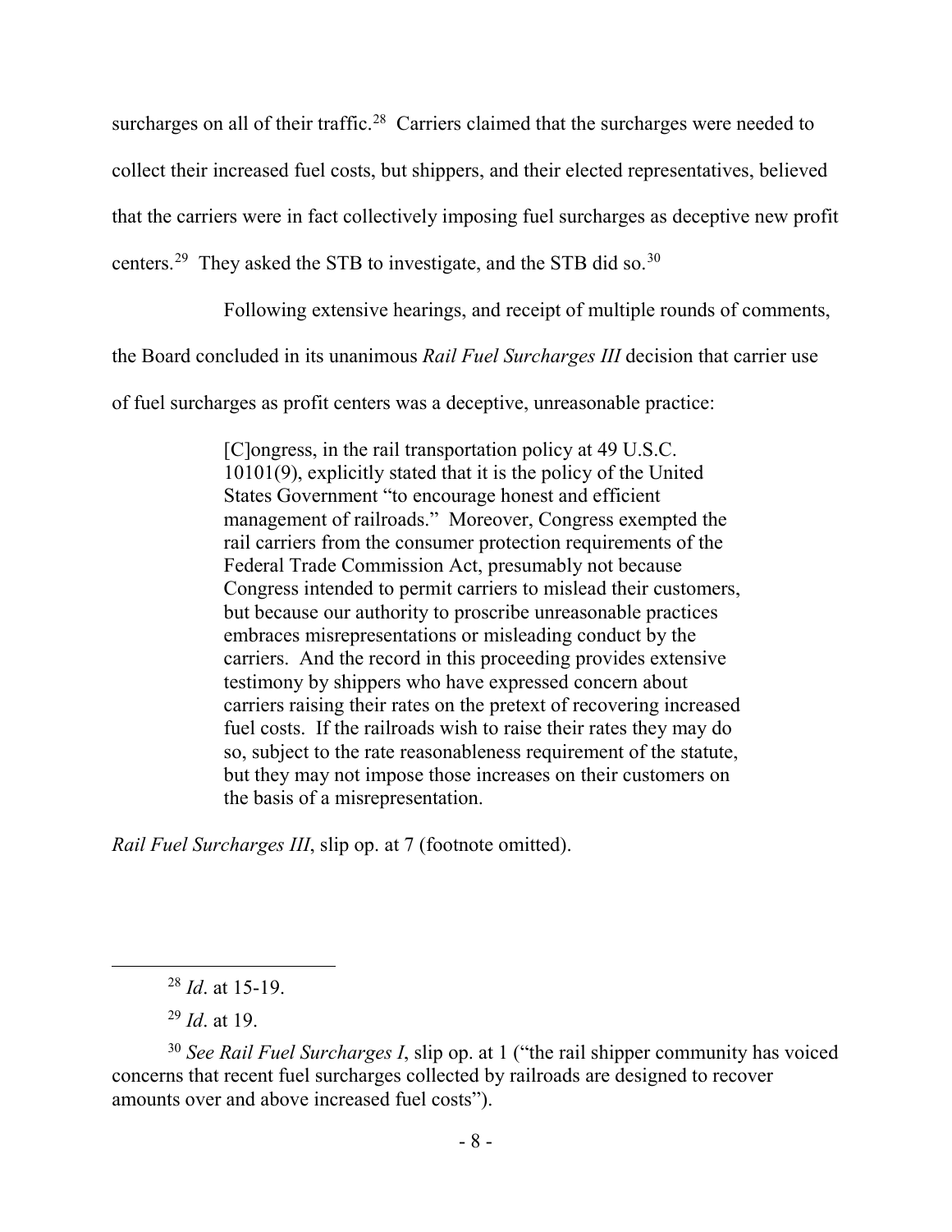surcharges on all of their traffic.[28] Carriers claimed that the surcharges were needed to collect their increased fuel costs, but shippers, and their elected representatives, believed that the carriers were in fact collectively imposing fuel surcharges as deceptive new profit centers.[29] They asked the STB to investigate, and the STB did so.[30]

Following extensive hearings, and receipt of multiple rounds of comments, the Board concluded in its unanimous *Rail Fuel Surcharges III* decision that carrier use of fuel surcharges as profit centers was a deceptive, unreasonable practice:

> [C]ongress, in the rail transportation policy at 49 U.S.C. 10101(9), explicitly stated that it is the policy of the United States Government "to encourage honest and efficient management of railroads." Moreover, Congress exempted the rail carriers from the consumer protection requirements of the Federal Trade Commission Act, presumably not because Congress intended to permit carriers to mislead their customers, but because our authority to proscribe unreasonable practices embraces misrepresentations or misleading conduct by the carriers. And the record in this proceeding provides extensive testimony by shippers who have expressed concern about carriers raising their rates on the pretext of recovering increased fuel costs. If the railroads wish to raise their rates they may do so, subject to the rate reasonableness requirement of the statute, but they may not impose those increases on their customers on the basis of a misrepresentation.

*Rail Fuel Surcharges III*, slip op. at 7 (footnote omitted).

---

[28] *Id*. at 15-19.

[29] *Id*. at 19.

[30] *See Rail Fuel Surcharges I*, slip op. at 1 ("the rail shipper community has voiced concerns that recent fuel surcharges collected by railroads are designed to recover amounts over and above increased fuel costs").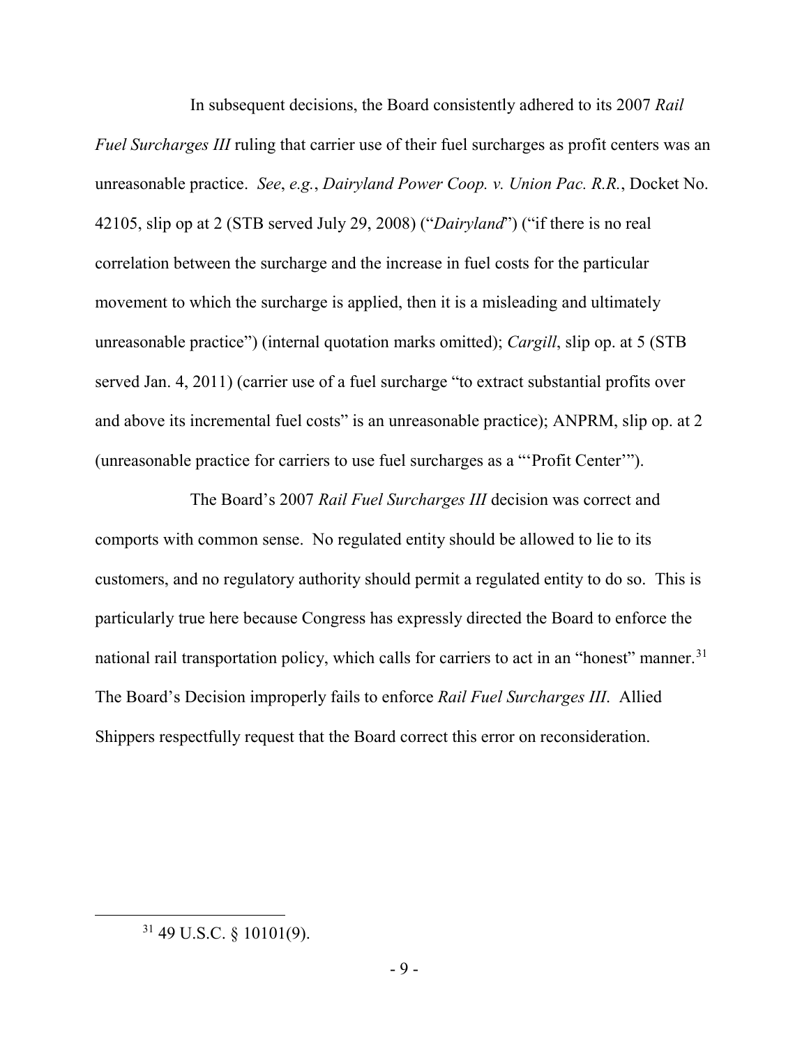In subsequent decisions, the Board consistently adhered to its 2007 *Rail Fuel Surcharges III* ruling that carrier use of their fuel surcharges as profit centers was an unreasonable practice. *See*, *e.g.*, *Dairyland Power Coop. v. Union Pac. R.R.*, Docket No. 42105, slip op at 2 (STB served July 29, 2008) ("*Dairyland*") ("if there is no real correlation between the surcharge and the increase in fuel costs for the particular movement to which the surcharge is applied, then it is a misleading and ultimately unreasonable practice") (internal quotation marks omitted); *Cargill*, slip op. at 5 (STB served Jan. 4, 2011) (carrier use of a fuel surcharge "to extract substantial profits over and above its incremental fuel costs" is an unreasonable practice); ANPRM, slip op. at 2 (unreasonable practice for carriers to use fuel surcharges as a "'Profit Center'").

The Board's 2007 *Rail Fuel Surcharges III* decision was correct and comports with common sense. No regulated entity should be allowed to lie to its customers, and no regulatory authority should permit a regulated entity to do so. This is particularly true here because Congress has expressly directed the Board to enforce the national rail transportation policy, which calls for carriers to act in an "honest" manner.[31] The Board's Decision improperly fails to enforce *Rail Fuel Surcharges III*. Allied Shippers respectfully request that the Board correct this error on reconsideration.

[31] 49 U.S.C. § 10101(9).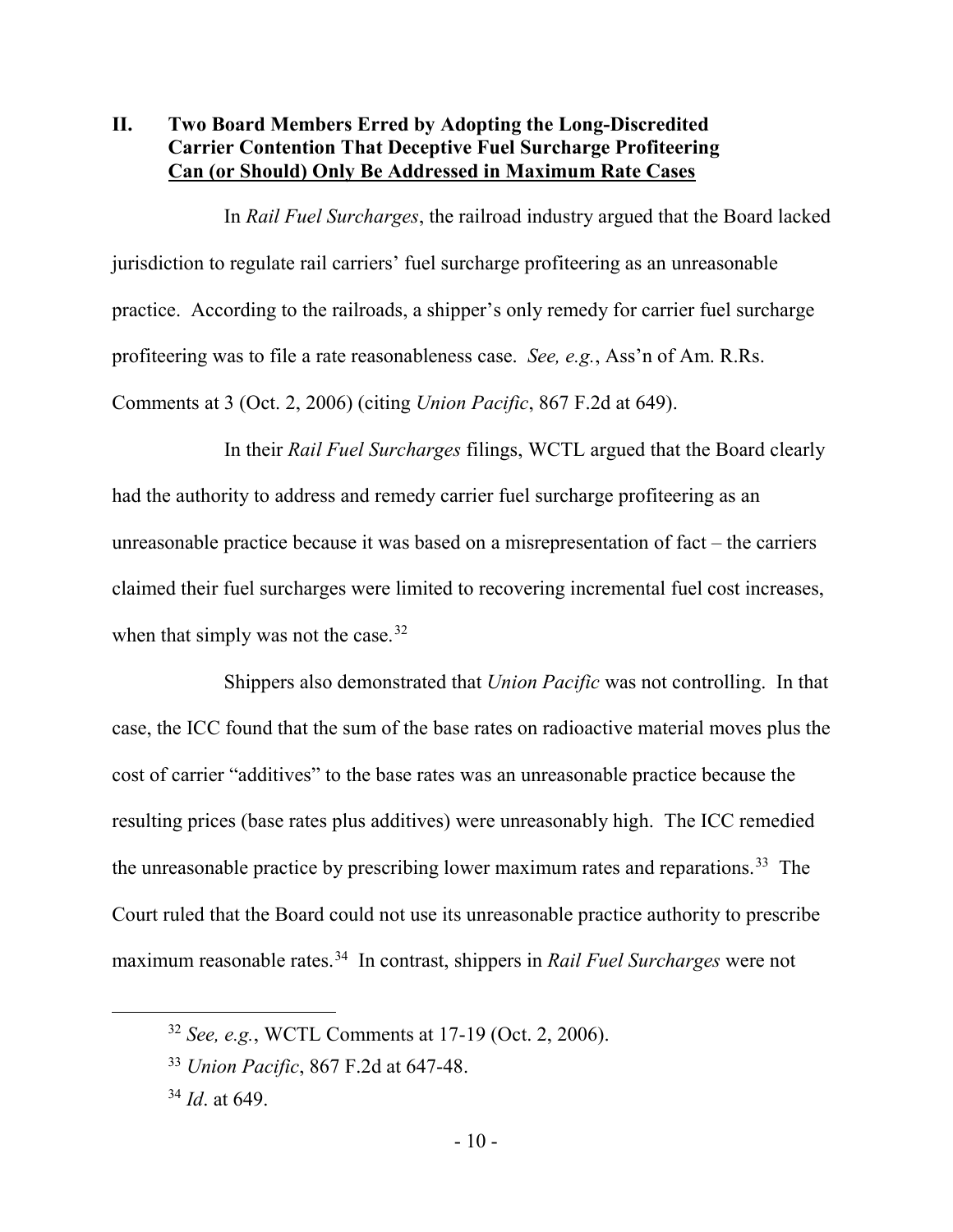## II. Two Board Members Erred by Adopting the Long-Discredited Carrier Contention That Deceptive Fuel Surcharge Profiteering Can (or Should) Only Be Addressed in Maximum Rate Cases

In *Rail Fuel Surcharges*, the railroad industry argued that the Board lacked jurisdiction to regulate rail carriers' fuel surcharge profiteering as an unreasonable practice. According to the railroads, a shipper's only remedy for carrier fuel surcharge profiteering was to file a rate reasonableness case. *See, e.g.*, Ass'n of Am. R.Rs. Comments at 3 (Oct. 2, 2006) (citing *Union Pacific*, 867 F.2d at 649).

In their *Rail Fuel Surcharges* filings, WCTL argued that the Board clearly had the authority to address and remedy carrier fuel surcharge profiteering as an unreasonable practice because it was based on a misrepresentation of fact – the carriers claimed their fuel surcharges were limited to recovering incremental fuel cost increases, when that simply was not the case.[32]

Shippers also demonstrated that *Union Pacific* was not controlling. In that case, the ICC found that the sum of the base rates on radioactive material moves plus the cost of carrier "additives" to the base rates was an unreasonable practice because the resulting prices (base rates plus additives) were unreasonably high. The ICC remedied the unreasonable practice by prescribing lower maximum rates and reparations.[33] The Court ruled that the Board could not use its unreasonable practice authority to prescribe maximum reasonable rates.[34] In contrast, shippers in *Rail Fuel Surcharges* were not

---

[32] *See, e.g.*, WCTL Comments at 17-19 (Oct. 2, 2006).

[33] *Union Pacific*, 867 F.2d at 647-48.

[34] *Id*. at 649.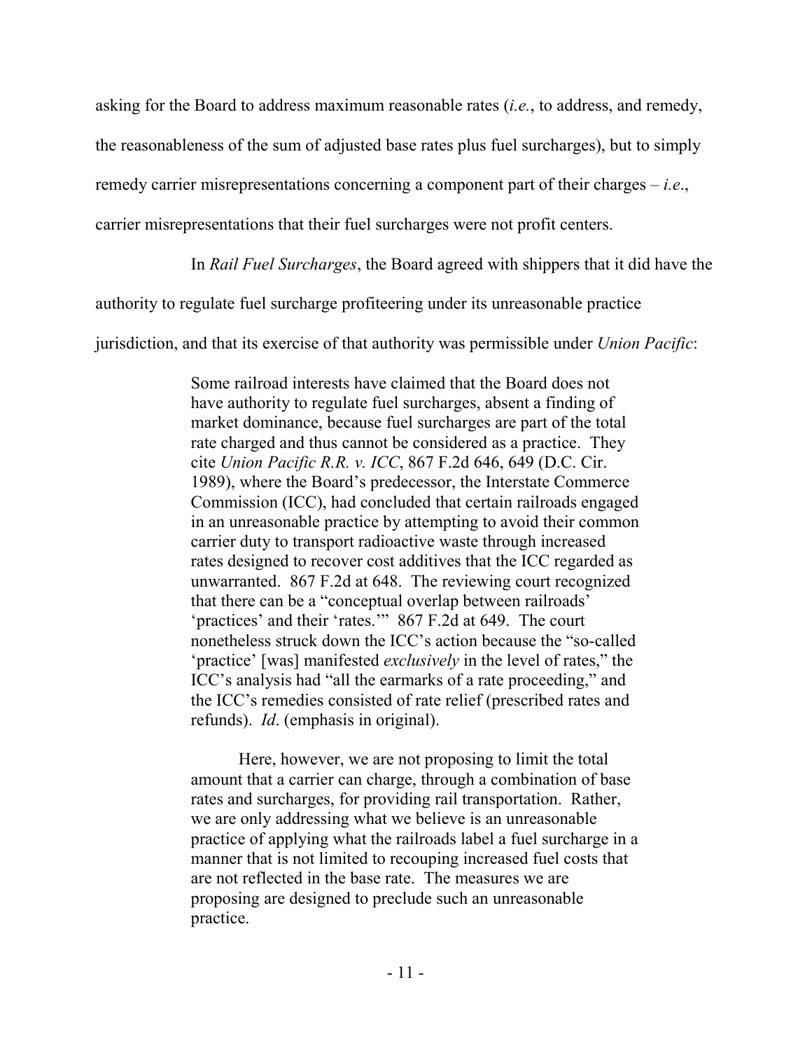asking for the Board to address maximum reasonable rates (*i.e.*, to address, and remedy, the reasonableness of the sum of adjusted base rates plus fuel surcharges), but to simply remedy carrier misrepresentations concerning a component part of their charges – *i.e*., carrier misrepresentations that their fuel surcharges were not profit centers.

In *Rail Fuel Surcharges*, the Board agreed with shippers that it did have the authority to regulate fuel surcharge profiteering under its unreasonable practice jurisdiction, and that its exercise of that authority was permissible under *Union Pacific*:

> Some railroad interests have claimed that the Board does not have authority to regulate fuel surcharges, absent a finding of market dominance, because fuel surcharges are part of the total rate charged and thus cannot be considered as a practice. They cite *Union Pacific R.R. v. ICC*, 867 F.2d 646, 649 (D.C. Cir. 1989), where the Board's predecessor, the Interstate Commerce Commission (ICC), had concluded that certain railroads engaged in an unreasonable practice by attempting to avoid their common carrier duty to transport radioactive waste through increased rates designed to recover cost additives that the ICC regarded as unwarranted. 867 F.2d at 648. The reviewing court recognized that there can be a "conceptual overlap between railroads' 'practices' and their 'rates.'" 867 F.2d at 649. The court nonetheless struck down the ICC's action because the "so-called 'practice' [was] manifested *exclusively* in the level of rates," the ICC's analysis had "all the earmarks of a rate proceeding," and the ICC's remedies consisted of rate relief (prescribed rates and refunds). *Id*. (emphasis in original).
>
> Here, however, we are not proposing to limit the total amount that a carrier can charge, through a combination of base rates and surcharges, for providing rail transportation. Rather, we are only addressing what we believe is an unreasonable practice of applying what the railroads label a fuel surcharge in a manner that is not limited to recouping increased fuel costs that are not reflected in the base rate. The measures we are proposing are designed to preclude such an unreasonable practice.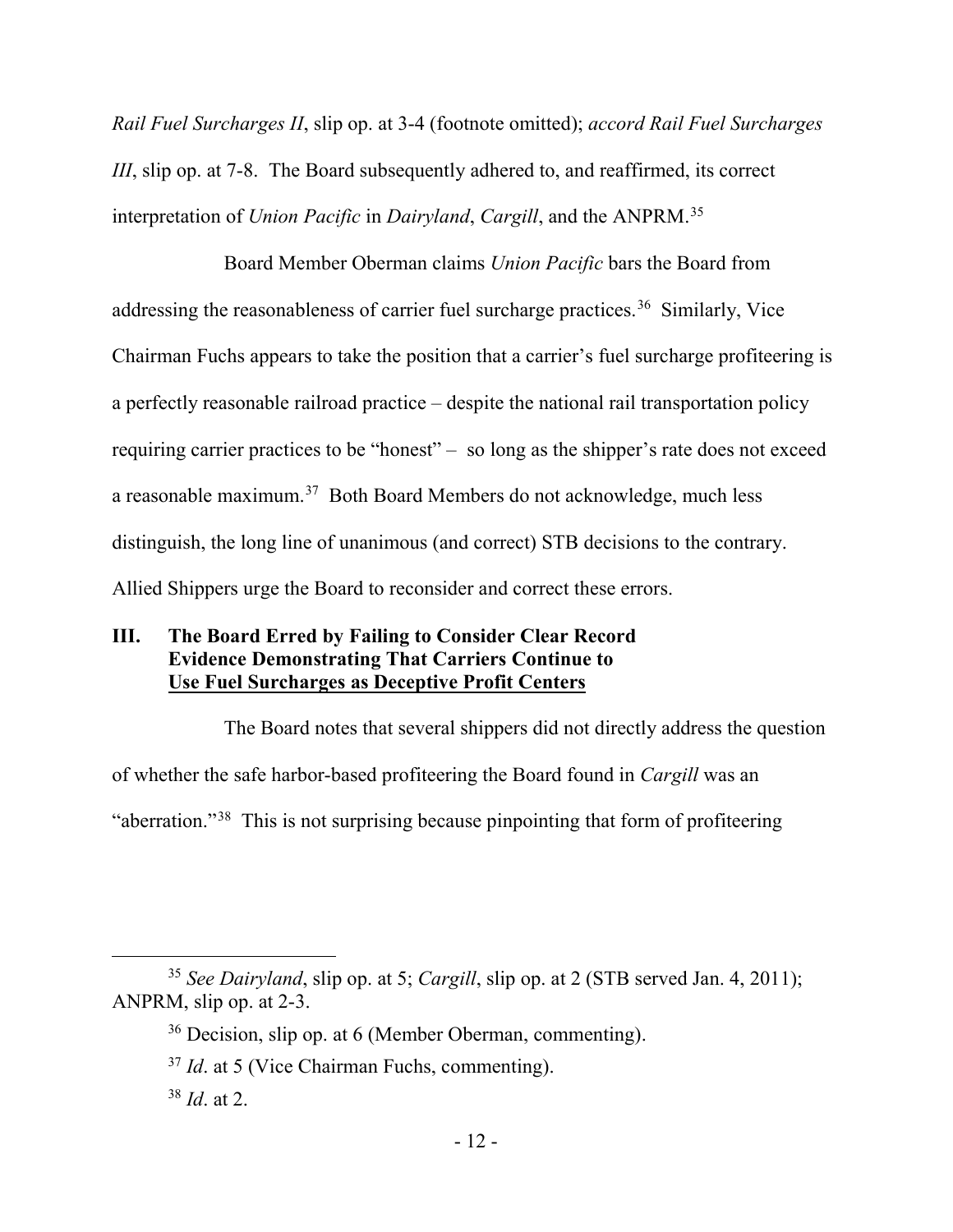*Rail Fuel Surcharges II*, slip op. at 3-4 (footnote omitted); *accord Rail Fuel Surcharges III*, slip op. at 7-8. The Board subsequently adhered to, and reaffirmed, its correct interpretation of *Union Pacific* in *Dairyland*, *Cargill*, and the ANPRM.[35]

Board Member Oberman claims *Union Pacific* bars the Board from addressing the reasonableness of carrier fuel surcharge practices.[36] Similarly, Vice Chairman Fuchs appears to take the position that a carrier's fuel surcharge profiteering is a perfectly reasonable railroad practice – despite the national rail transportation policy requiring carrier practices to be "honest" – so long as the shipper's rate does not exceed a reasonable maximum.[37] Both Board Members do not acknowledge, much less distinguish, the long line of unanimous (and correct) STB decisions to the contrary. Allied Shippers urge the Board to reconsider and correct these errors.

## III. The Board Erred by Failing to Consider Clear Record Evidence Demonstrating That Carriers Continue to Use Fuel Surcharges as Deceptive Profit Centers

The Board notes that several shippers did not directly address the question of whether the safe harbor-based profiteering the Board found in *Cargill* was an "aberration."[38] This is not surprising because pinpointing that form of profiteering

---

[35] *See Dairyland*, slip op. at 5; *Cargill*, slip op. at 2 (STB served Jan. 4, 2011); ANPRM, slip op. at 2-3.

[36] Decision, slip op. at 6 (Member Oberman, commenting).

[37] *Id*. at 5 (Vice Chairman Fuchs, commenting).

[38] *Id*. at 2.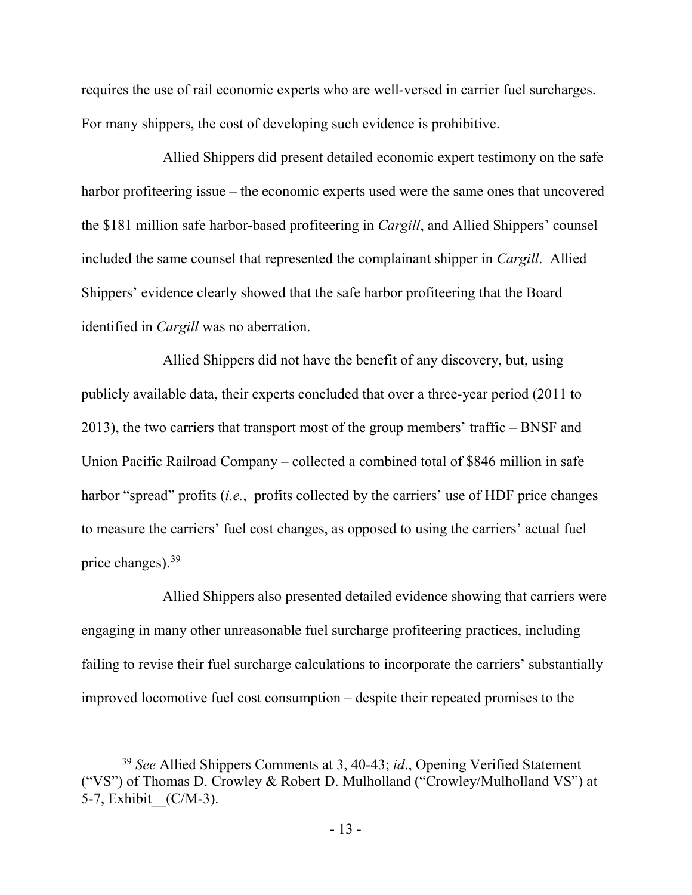requires the use of rail economic experts who are well-versed in carrier fuel surcharges. For many shippers, the cost of developing such evidence is prohibitive.

Allied Shippers did present detailed economic expert testimony on the safe harbor profiteering issue – the economic experts used were the same ones that uncovered the $181 million safe harbor-based profiteering in *Cargill*, and Allied Shippers' counsel included the same counsel that represented the complainant shipper in *Cargill*. Allied Shippers' evidence clearly showed that the safe harbor profiteering that the Board identified in *Cargill* was no aberration.

Allied Shippers did not have the benefit of any discovery, but, using publicly available data, their experts concluded that over a three-year period (2011 to 2013), the two carriers that transport most of the group members' traffic – BNSF and Union Pacific Railroad Company – collected a combined total of $846 million in safe harbor "spread" profits (*i.e.*, profits collected by the carriers' use of HDF price changes to measure the carriers' fuel cost changes, as opposed to using the carriers' actual fuel price changes).[39]

Allied Shippers also presented detailed evidence showing that carriers were engaging in many other unreasonable fuel surcharge profiteering practices, including failing to revise their fuel surcharge calculations to incorporate the carriers' substantially improved locomotive fuel cost consumption – despite their repeated promises to the

---

[39] *See* Allied Shippers Comments at 3, 40-43; *id*., Opening Verified Statement ("VS") of Thomas D. Crowley & Robert D. Mulholland ("Crowley/Mulholland VS") at 5-7, Exhibit__(C/M-3).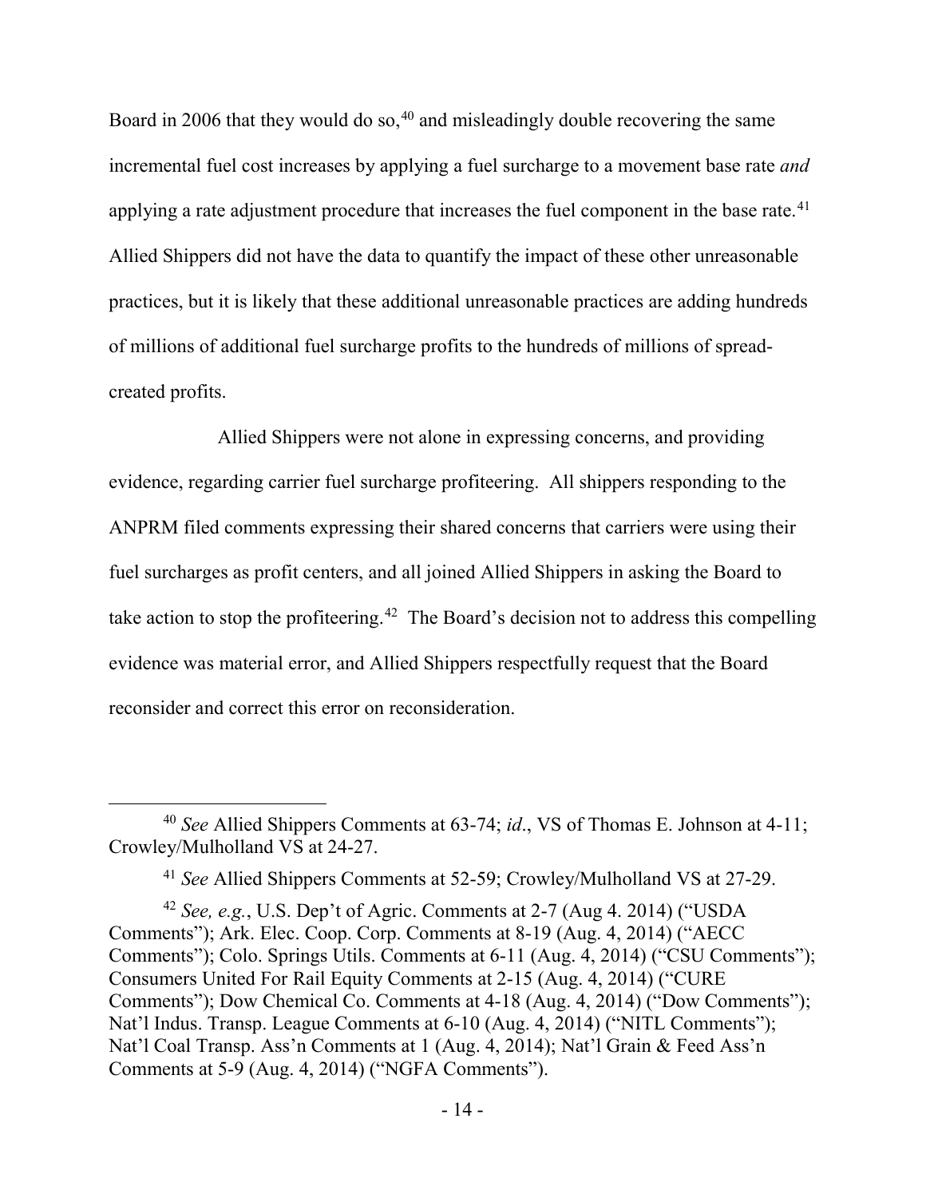Board in 2006 that they would do so,[40] and misleadingly double recovering the same incremental fuel cost increases by applying a fuel surcharge to a movement base rate *and* applying a rate adjustment procedure that increases the fuel component in the base rate.[41] Allied Shippers did not have the data to quantify the impact of these other unreasonable practices, but it is likely that these additional unreasonable practices are adding hundreds of millions of additional fuel surcharge profits to the hundreds of millions of spread-created profits.

Allied Shippers were not alone in expressing concerns, and providing evidence, regarding carrier fuel surcharge profiteering. All shippers responding to the ANPRM filed comments expressing their shared concerns that carriers were using their fuel surcharges as profit centers, and all joined Allied Shippers in asking the Board to take action to stop the profiteering.[42] The Board's decision not to address this compelling evidence was material error, and Allied Shippers respectfully request that the Board reconsider and correct this error on reconsideration.

---

[40] *See* Allied Shippers Comments at 63-74; *id*., VS of Thomas E. Johnson at 4-11; Crowley/Mulholland VS at 24-27.

[41] *See* Allied Shippers Comments at 52-59; Crowley/Mulholland VS at 27-29.

[42] *See, e.g.*, U.S. Dep't of Agric. Comments at 2-7 (Aug 4. 2014) ("USDA Comments"); Ark. Elec. Coop. Corp. Comments at 8-19 (Aug. 4, 2014) ("AECC Comments"); Colo. Springs Utils. Comments at 6-11 (Aug. 4, 2014) ("CSU Comments"); Consumers United For Rail Equity Comments at 2-15 (Aug. 4, 2014) ("CURE Comments"); Dow Chemical Co. Comments at 4-18 (Aug. 4, 2014) ("Dow Comments"); Nat'l Indus. Transp. League Comments at 6-10 (Aug. 4, 2014) ("NITL Comments"); Nat'l Coal Transp. Ass'n Comments at 1 (Aug. 4, 2014); Nat'l Grain & Feed Ass'n Comments at 5-9 (Aug. 4, 2014) ("NGFA Comments").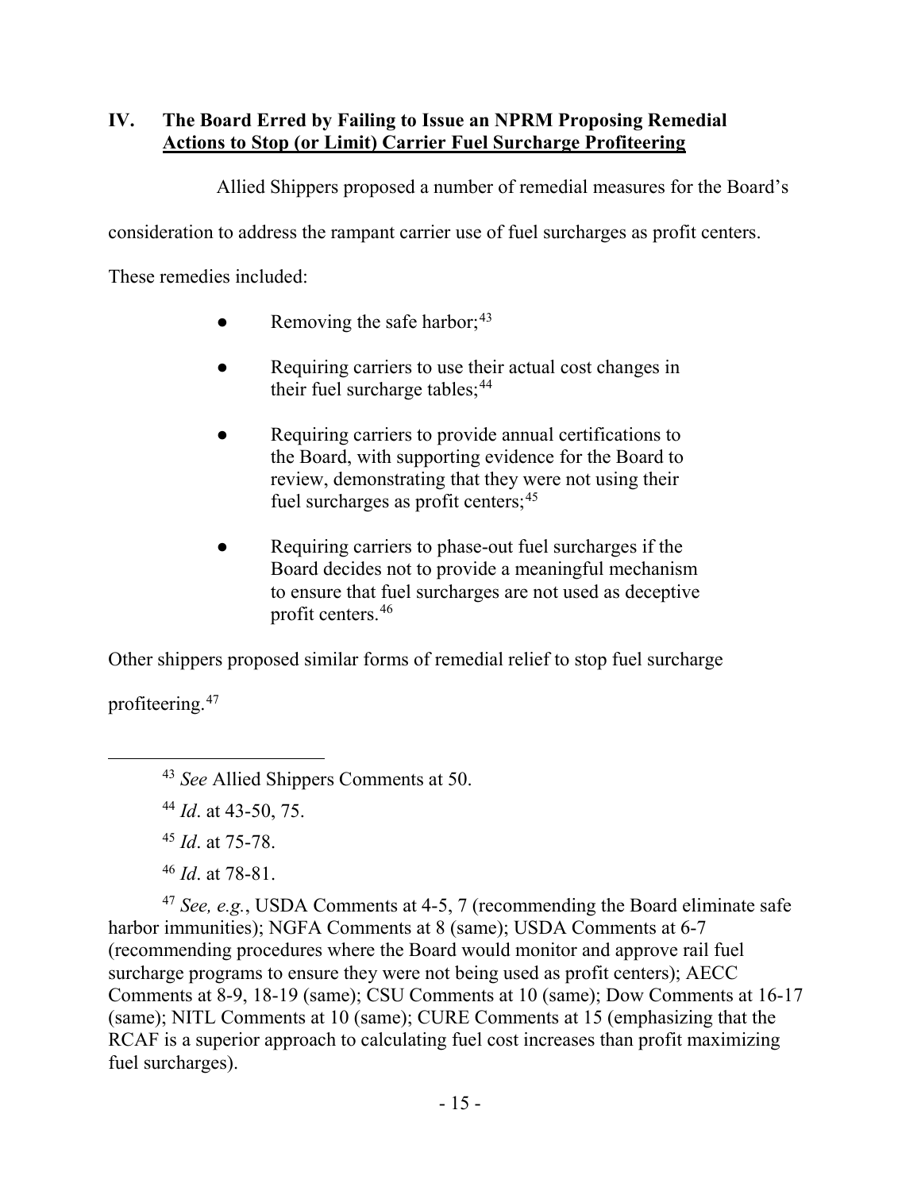## IV. The Board Erred by Failing to Issue an NPRM Proposing Remedial Actions to Stop (or Limit) Carrier Fuel Surcharge Profiteering

Allied Shippers proposed a number of remedial measures for the Board's consideration to address the rampant carrier use of fuel surcharges as profit centers. These remedies included:

- Removing the safe harbor;[43]
- Requiring carriers to use their actual cost changes in their fuel surcharge tables;[44]
- Requiring carriers to provide annual certifications to the Board, with supporting evidence for the Board to review, demonstrating that they were not using their fuel surcharges as profit centers;[45]
- Requiring carriers to phase-out fuel surcharges if the Board decides not to provide a meaningful mechanism to ensure that fuel surcharges are not used as deceptive profit centers.[46]

Other shippers proposed similar forms of remedial relief to stop fuel surcharge profiteering.[47]

---

[43] *See* Allied Shippers Comments at 50.

[44] *Id*. at 43-50, 75.

[45] *Id*. at 75-78.

[46] *Id*. at 78-81.

[47] *See, e.g.*, USDA Comments at 4-5, 7 (recommending the Board eliminate safe harbor immunities); NGFA Comments at 8 (same); USDA Comments at 6-7 (recommending procedures where the Board would monitor and approve rail fuel surcharge programs to ensure they were not being used as profit centers); AECC Comments at 8-9, 18-19 (same); CSU Comments at 10 (same); Dow Comments at 16-17 (same); NITL Comments at 10 (same); CURE Comments at 15 (emphasizing that the RCAF is a superior approach to calculating fuel cost increases than profit maximizing fuel surcharges).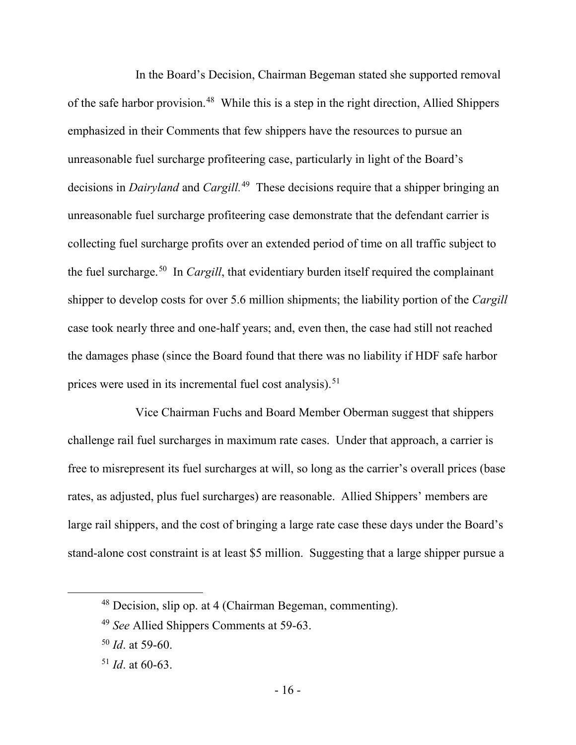In the Board's Decision, Chairman Begeman stated she supported removal of the safe harbor provision.[48] While this is a step in the right direction, Allied Shippers emphasized in their Comments that few shippers have the resources to pursue an unreasonable fuel surcharge profiteering case, particularly in light of the Board's decisions in *Dairyland* and *Cargill.*[49] These decisions require that a shipper bringing an unreasonable fuel surcharge profiteering case demonstrate that the defendant carrier is collecting fuel surcharge profits over an extended period of time on all traffic subject to the fuel surcharge.[50] In *Cargill*, that evidentiary burden itself required the complainant shipper to develop costs for over 5.6 million shipments; the liability portion of the *Cargill* case took nearly three and one-half years; and, even then, the case had still not reached the damages phase (since the Board found that there was no liability if HDF safe harbor prices were used in its incremental fuel cost analysis).[51]

Vice Chairman Fuchs and Board Member Oberman suggest that shippers challenge rail fuel surcharges in maximum rate cases. Under that approach, a carrier is free to misrepresent its fuel surcharges at will, so long as the carrier's overall prices (base rates, as adjusted, plus fuel surcharges) are reasonable. Allied Shippers' members are large rail shippers, and the cost of bringing a large rate case these days under the Board's stand-alone cost constraint is at least $5 million. Suggesting that a large shipper pursue a

---

[48] Decision, slip op. at 4 (Chairman Begeman, commenting).

[49] *See* Allied Shippers Comments at 59-63.

[50] *Id*. at 59-60.

[51] *Id*. at 60-63.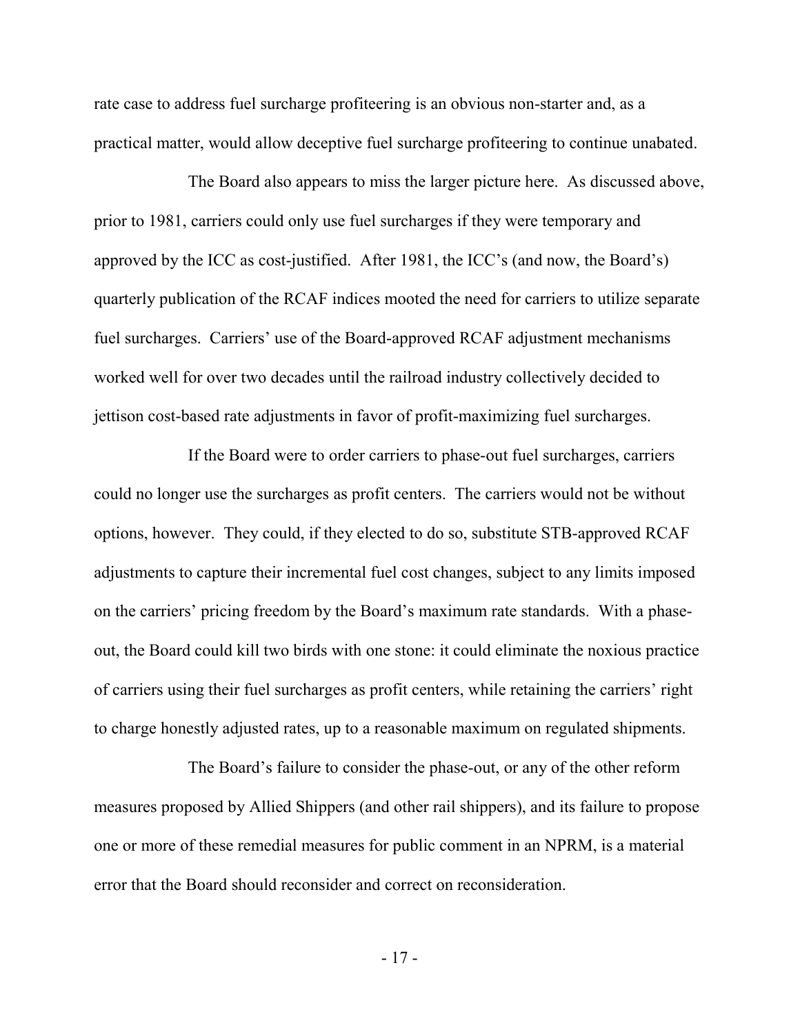rate case to address fuel surcharge profiteering is an obvious non-starter and, as a practical matter, would allow deceptive fuel surcharge profiteering to continue unabated.

The Board also appears to miss the larger picture here. As discussed above, prior to 1981, carriers could only use fuel surcharges if they were temporary and approved by the ICC as cost-justified. After 1981, the ICC's (and now, the Board's) quarterly publication of the RCAF indices mooted the need for carriers to utilize separate fuel surcharges. Carriers' use of the Board-approved RCAF adjustment mechanisms worked well for over two decades until the railroad industry collectively decided to jettison cost-based rate adjustments in favor of profit-maximizing fuel surcharges.

If the Board were to order carriers to phase-out fuel surcharges, carriers could no longer use the surcharges as profit centers. The carriers would not be without options, however. They could, if they elected to do so, substitute STB-approved RCAF adjustments to capture their incremental fuel cost changes, subject to any limits imposed on the carriers' pricing freedom by the Board's maximum rate standards. With a phase-out, the Board could kill two birds with one stone: it could eliminate the noxious practice of carriers using their fuel surcharges as profit centers, while retaining the carriers' right to charge honestly adjusted rates, up to a reasonable maximum on regulated shipments.

The Board's failure to consider the phase-out, or any of the other reform measures proposed by Allied Shippers (and other rail shippers), and its failure to propose one or more of these remedial measures for public comment in an NPRM, is a material error that the Board should reconsider and correct on reconsideration.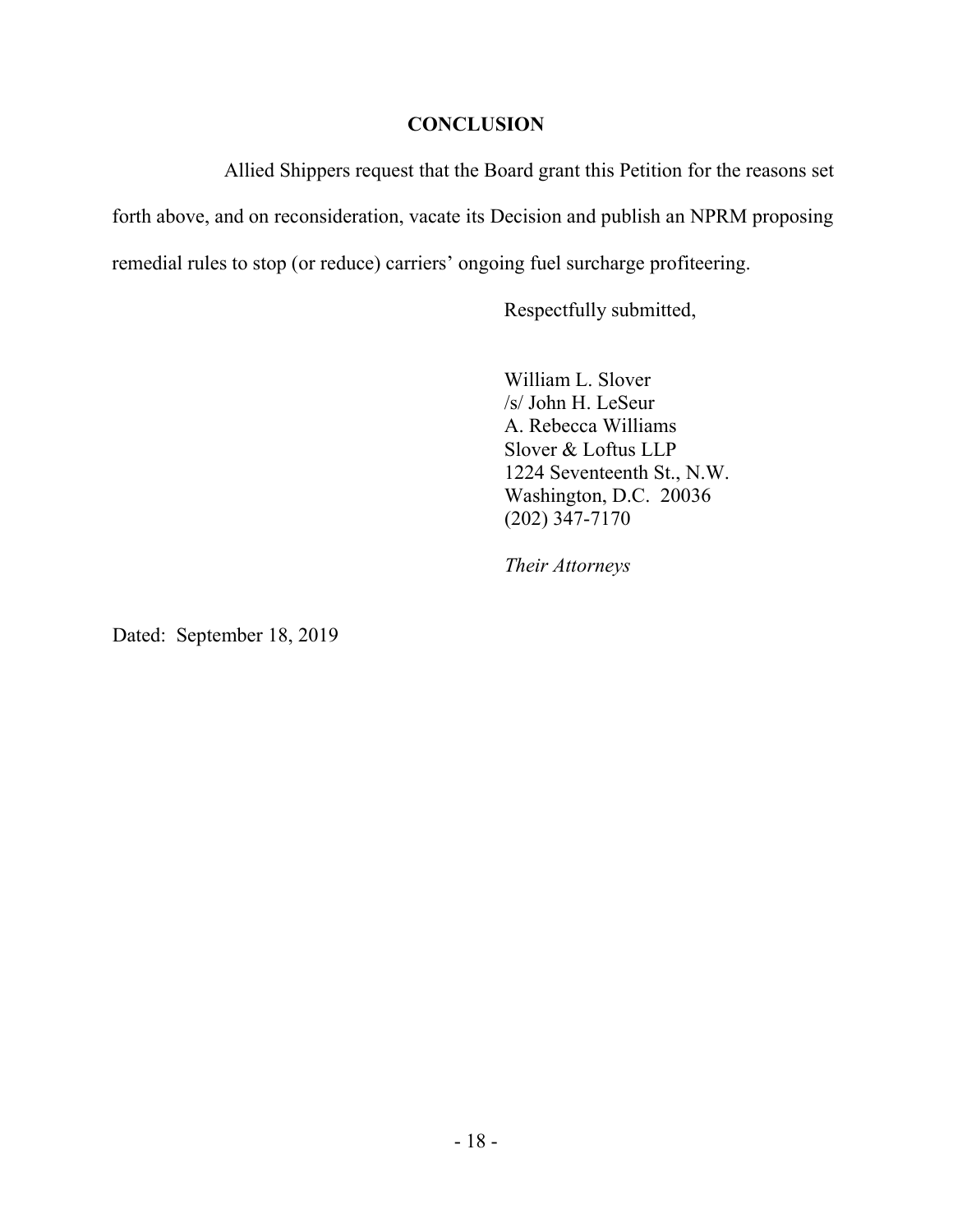## CONCLUSION

Allied Shippers request that the Board grant this Petition for the reasons set forth above, and on reconsideration, vacate its Decision and publish an NPRM proposing remedial rules to stop (or reduce) carriers' ongoing fuel surcharge profiteering.

Respectfully submitted,

William L. Slover  
/s/ John H. LeSeur  
A. Rebecca Williams  
Slover & Loftus LLP  
1224 Seventeenth St., N.W.  
Washington, D.C. 20036  
(202) 347-7170

*Their Attorneys*

Dated: September 18, 2019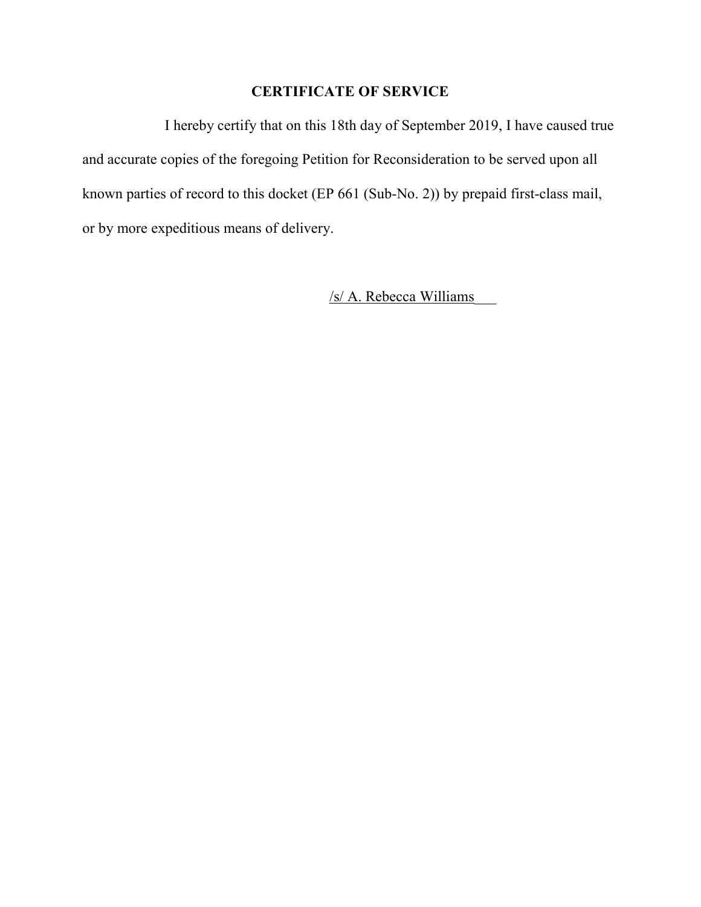**CERTIFICATE OF SERVICE**

I hereby certify that on this 18th day of September 2019, I have caused true and accurate copies of the foregoing Petition for Reconsideration to be served upon all known parties of record to this docket (EP 661 (Sub-No. 2)) by prepaid first-class mail, or by more expeditious means of delivery.

/s/ A. Rebecca Williams___